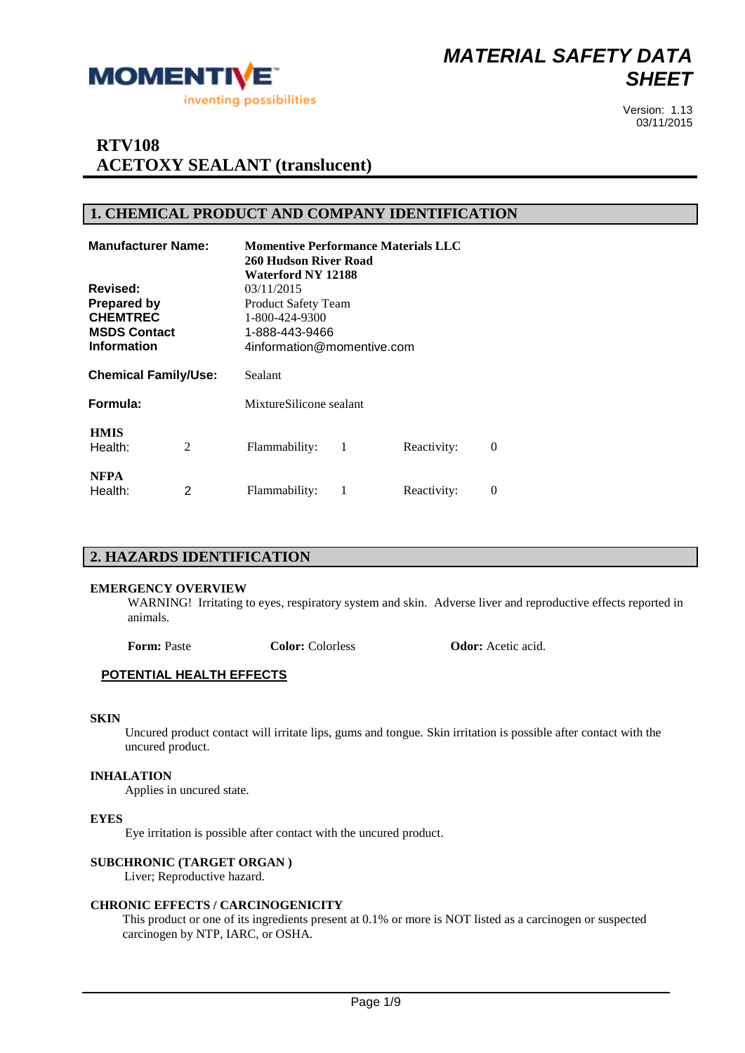# MATERIAL SAFETY DATA SHEET

Version: 1.13
03/11/2015

## RTV108
## ACETOXY SEALANT (translucent)

## 1. CHEMICAL PRODUCT AND COMPANY IDENTIFICATION

| | |
|---|---|
| **Manufacturer Name:** | **Momentive Performance Materials LLC**<br>**260 Hudson River Road**<br>**Waterford NY 12188** |
| **Revised:** | 03/11/2015 |
| **Prepared by** | Product Safety Team |
| **CHEMTREC** | 1-800-424-9300 |
| **MSDS Contact** | 1-888-443-9466 |
| **Information** | 4information@momentive.com |
| **Chemical Family/Use:** | Sealant |
| **Formula:** | MixtureSilicone sealant |

| | | | | | |
|---|---|---|---|---|---|
| **HMIS** | | | | | |
| Health: | 2 | Flammability: | 1 | Reactivity: | 0 |
| **NFPA** | | | | | |
| Health: | 2 | Flammability: | 1 | Reactivity: | 0 |

## 2. HAZARDS IDENTIFICATION

**EMERGENCY OVERVIEW**

WARNING! Irritating to eyes, respiratory system and skin. Adverse liver and reproductive effects reported in animals.

**Form:** Paste **Color:** Colorless **Odor:** Acetic acid.

**POTENTIAL HEALTH EFFECTS**

**SKIN**

Uncured product contact will irritate lips, gums and tongue. Skin irritation is possible after contact with the uncured product.

**INHALATION**

Applies in uncured state.

**EYES**

Eye irritation is possible after contact with the uncured product.

**SUBCHRONIC (TARGET ORGAN )**

Liver; Reproductive hazard.

**CHRONIC EFFECTS / CARCINOGENICITY**

This product or one of its ingredients present at 0.1% or more is NOT listed as a carcinogen or suspected carcinogen by NTP, IARC, or OSHA.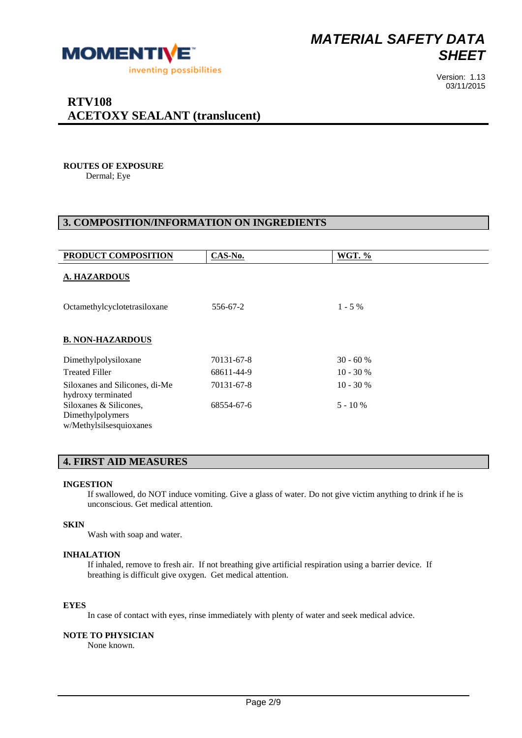**ROUTES OF EXPOSURE**

Dermal; Eye

## 3. COMPOSITION/INFORMATION ON INGREDIENTS

| PRODUCT COMPOSITION | CAS-No. | WGT. % |
|---|---|---|
| **A. HAZARDOUS** | | |
| Octamethylcyclotetrasiloxane | 556-67-2 | 1 - 5 % |
| **B. NON-HAZARDOUS** | | |
| Dimethylpolysiloxane | 70131-67-8 | 30 - 60 % |
| Treated Filler | 68611-44-9 | 10 - 30 % |
| Siloxanes and Silicones, di-Me hydroxy terminated | 70131-67-8 | 10 - 30 % |
| Siloxanes & Silicones, Dimethylpolymers w/Methylsilsesquioxanes | 68554-67-6 | 5 - 10 % |

## 4. FIRST AID MEASURES

**INGESTION**

If swallowed, do NOT induce vomiting. Give a glass of water. Do not give victim anything to drink if he is unconscious. Get medical attention.

**SKIN**

Wash with soap and water.

**INHALATION**

If inhaled, remove to fresh air. If not breathing give artificial respiration using a barrier device. If breathing is difficult give oxygen. Get medical attention.

**EYES**

In case of contact with eyes, rinse immediately with plenty of water and seek medical advice.

**NOTE TO PHYSICIAN**

None known.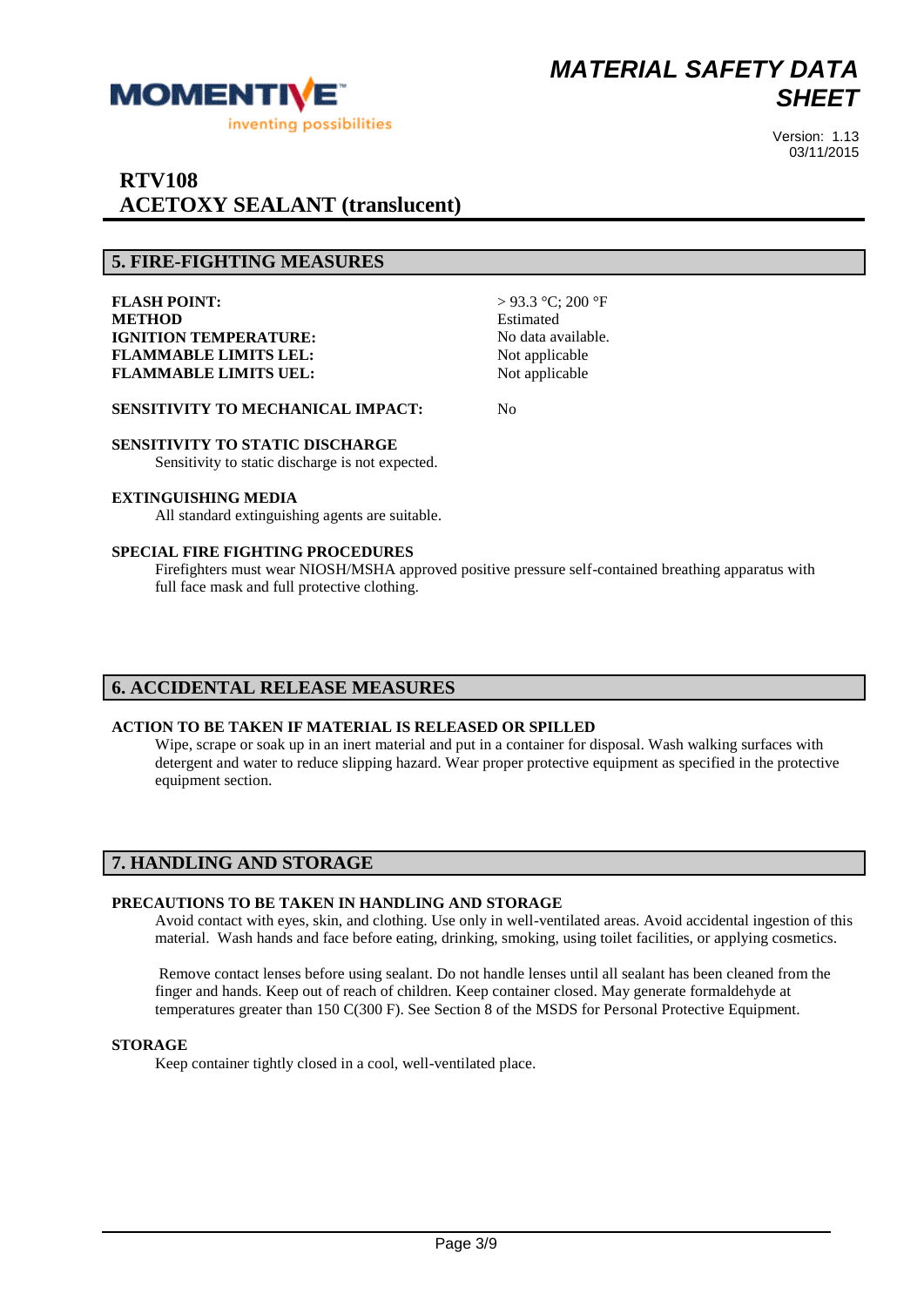## 5. FIRE-FIGHTING MEASURES

| | |
|---|---|
| **FLASH POINT:** | > 93.3 °C; 200 °F |
| **METHOD** | Estimated |
| **IGNITION TEMPERATURE:** | No data available. |
| **FLAMMABLE LIMITS LEL:** | Not applicable |
| **FLAMMABLE LIMITS UEL:** | Not applicable |

**SENSITIVITY TO MECHANICAL IMPACT:** No

**SENSITIVITY TO STATIC DISCHARGE**

Sensitivity to static discharge is not expected.

**EXTINGUISHING MEDIA**

All standard extinguishing agents are suitable.

**SPECIAL FIRE FIGHTING PROCEDURES**

Firefighters must wear NIOSH/MSHA approved positive pressure self-contained breathing apparatus with full face mask and full protective clothing.

## 6. ACCIDENTAL RELEASE MEASURES

**ACTION TO BE TAKEN IF MATERIAL IS RELEASED OR SPILLED**

Wipe, scrape or soak up in an inert material and put in a container for disposal. Wash walking surfaces with detergent and water to reduce slipping hazard. Wear proper protective equipment as specified in the protective equipment section.

## 7. HANDLING AND STORAGE

**PRECAUTIONS TO BE TAKEN IN HANDLING AND STORAGE**

Avoid contact with eyes, skin, and clothing. Use only in well-ventilated areas. Avoid accidental ingestion of this material. Wash hands and face before eating, drinking, smoking, using toilet facilities, or applying cosmetics.

Remove contact lenses before using sealant. Do not handle lenses until all sealant has been cleaned from the finger and hands. Keep out of reach of children. Keep container closed. May generate formaldehyde at temperatures greater than 150 C(300 F). See Section 8 of the MSDS for Personal Protective Equipment.

**STORAGE**

Keep container tightly closed in a cool, well-ventilated place.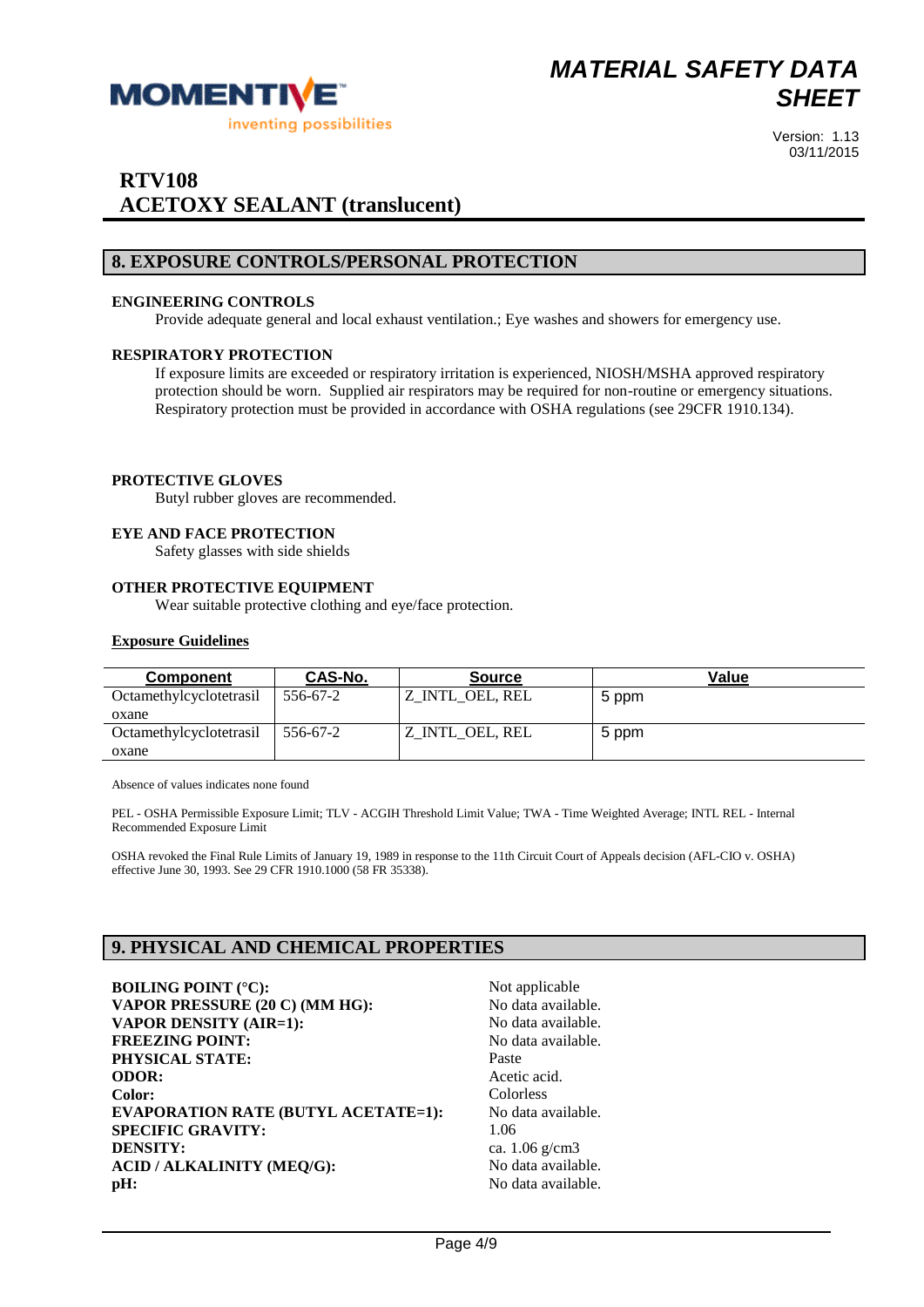# MATERIAL SAFETY DATA SHEET

Version: 1.13
03/11/2015

## RTV108
## ACETOXY SEALANT (translucent)

## 8. EXPOSURE CONTROLS/PERSONAL PROTECTION

**ENGINEERING CONTROLS**

Provide adequate general and local exhaust ventilation.; Eye washes and showers for emergency use.

**RESPIRATORY PROTECTION**

If exposure limits are exceeded or respiratory irritation is experienced, NIOSH/MSHA approved respiratory protection should be worn. Supplied air respirators may be required for non-routine or emergency situations. Respiratory protection must be provided in accordance with OSHA regulations (see 29CFR 1910.134).

**PROTECTIVE GLOVES**

Butyl rubber gloves are recommended.

**EYE AND FACE PROTECTION**

Safety glasses with side shields

**OTHER PROTECTIVE EQUIPMENT**

Wear suitable protective clothing and eye/face protection.

**Exposure Guidelines**

| Component | CAS-No. | Source | Value |
|---|---|---|---|
| Octamethylcyclotetrasiloxane | 556-67-2 | Z_INTL_OEL, REL | 5 ppm |
| Octamethylcyclotetrasiloxane | 556-67-2 | Z_INTL_OEL, REL | 5 ppm |

Absence of values indicates none found

PEL - OSHA Permissible Exposure Limit; TLV - ACGIH Threshold Limit Value; TWA - Time Weighted Average; INTL REL - Internal Recommended Exposure Limit

OSHA revoked the Final Rule Limits of January 19, 1989 in response to the 11th Circuit Court of Appeals decision (AFL-CIO v. OSHA) effective June 30, 1993. See 29 CFR 1910.1000 (58 FR 35338).

## 9. PHYSICAL AND CHEMICAL PROPERTIES

| | |
|---|---|
| **BOILING POINT (°C):** | Not applicable |
| **VAPOR PRESSURE (20 C) (MM HG):** | No data available. |
| **VAPOR DENSITY (AIR=1):** | No data available. |
| **FREEZING POINT:** | No data available. |
| **PHYSICAL STATE:** | Paste |
| **ODOR:** | Acetic acid. |
| **Color:** | Colorless |
| **EVAPORATION RATE (BUTYL ACETATE=1):** | No data available. |
| **SPECIFIC GRAVITY:** | 1.06 |
| **DENSITY:** | ca. 1.06 g/cm3 |
| **ACID / ALKALINITY (MEQ/G):** | No data available. |
| **pH:** | No data available. |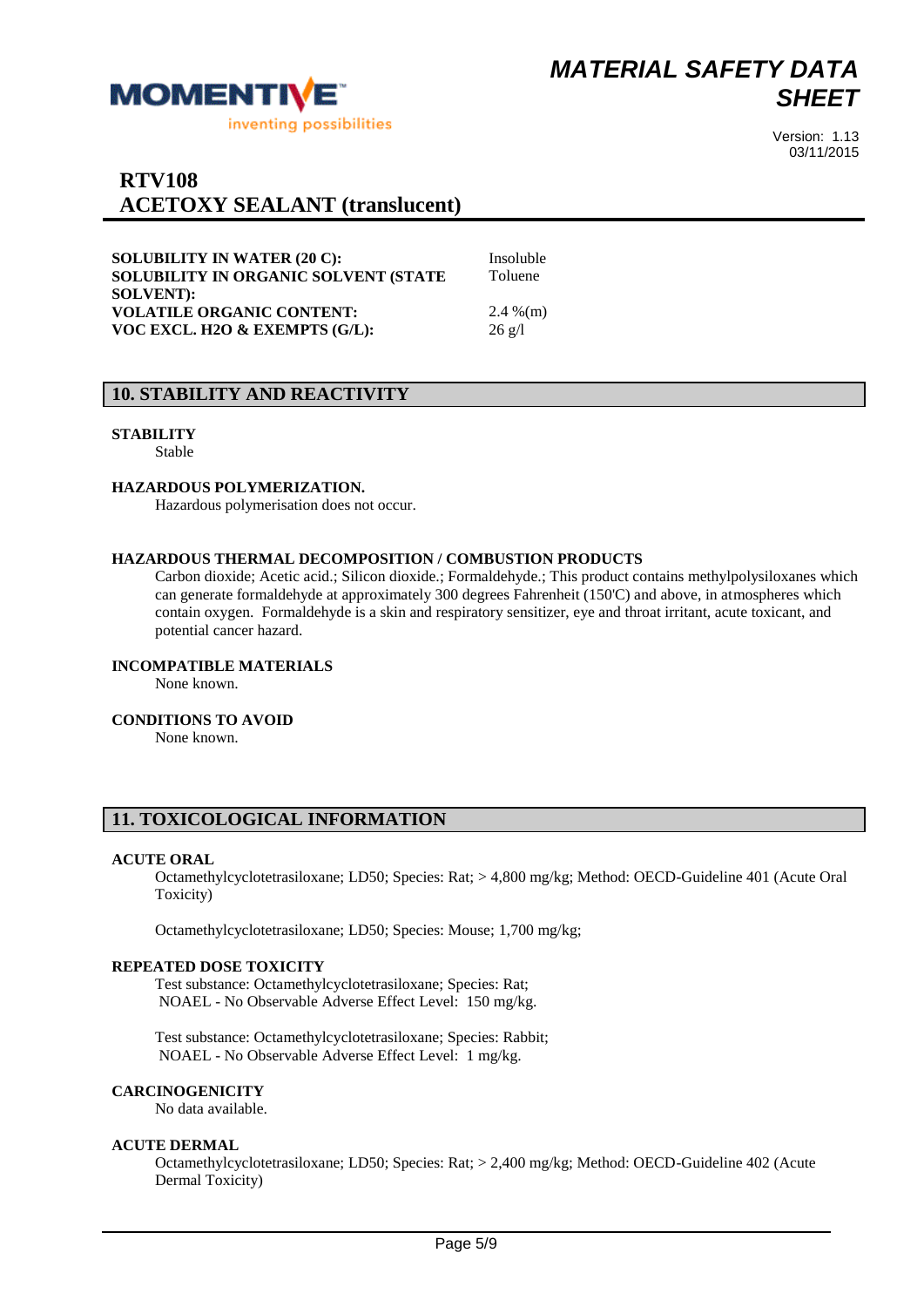# RTV108
## ACETOXY SEALANT (translucent)

| | |
|---|---|
| **SOLUBILITY IN WATER (20 C):** | Insoluble |
| **SOLUBILITY IN ORGANIC SOLVENT (STATE SOLVENT):** | Toluene |
| **VOLATILE ORGANIC CONTENT:** | 2.4 %(m) |
| **VOC EXCL. H2O & EXEMPTS (G/L):** | 26 g/l |

## 10. STABILITY AND REACTIVITY

**STABILITY**

Stable

**HAZARDOUS POLYMERIZATION.**

Hazardous polymerisation does not occur.

**HAZARDOUS THERMAL DECOMPOSITION / COMBUSTION PRODUCTS**

Carbon dioxide; Acetic acid.; Silicon dioxide.; Formaldehyde.; This product contains methylpolysiloxanes which can generate formaldehyde at approximately 300 degrees Fahrenheit (150'C) and above, in atmospheres which contain oxygen. Formaldehyde is a skin and respiratory sensitizer, eye and throat irritant, acute toxicant, and potential cancer hazard.

**INCOMPATIBLE MATERIALS**

None known.

**CONDITIONS TO AVOID**

None known.

## 11. TOXICOLOGICAL INFORMATION

**ACUTE ORAL**

Octamethylcyclotetrasiloxane; LD50; Species: Rat; > 4,800 mg/kg; Method: OECD-Guideline 401 (Acute Oral Toxicity)

Octamethylcyclotetrasiloxane; LD50; Species: Mouse; 1,700 mg/kg;

**REPEATED DOSE TOXICITY**

Test substance: Octamethylcyclotetrasiloxane; Species: Rat;
NOAEL - No Observable Adverse Effect Level: 150 mg/kg.

Test substance: Octamethylcyclotetrasiloxane; Species: Rabbit;
NOAEL - No Observable Adverse Effect Level: 1 mg/kg.

**CARCINOGENICITY**

No data available.

**ACUTE DERMAL**

Octamethylcyclotetrasiloxane; LD50; Species: Rat; > 2,400 mg/kg; Method: OECD-Guideline 402 (Acute Dermal Toxicity)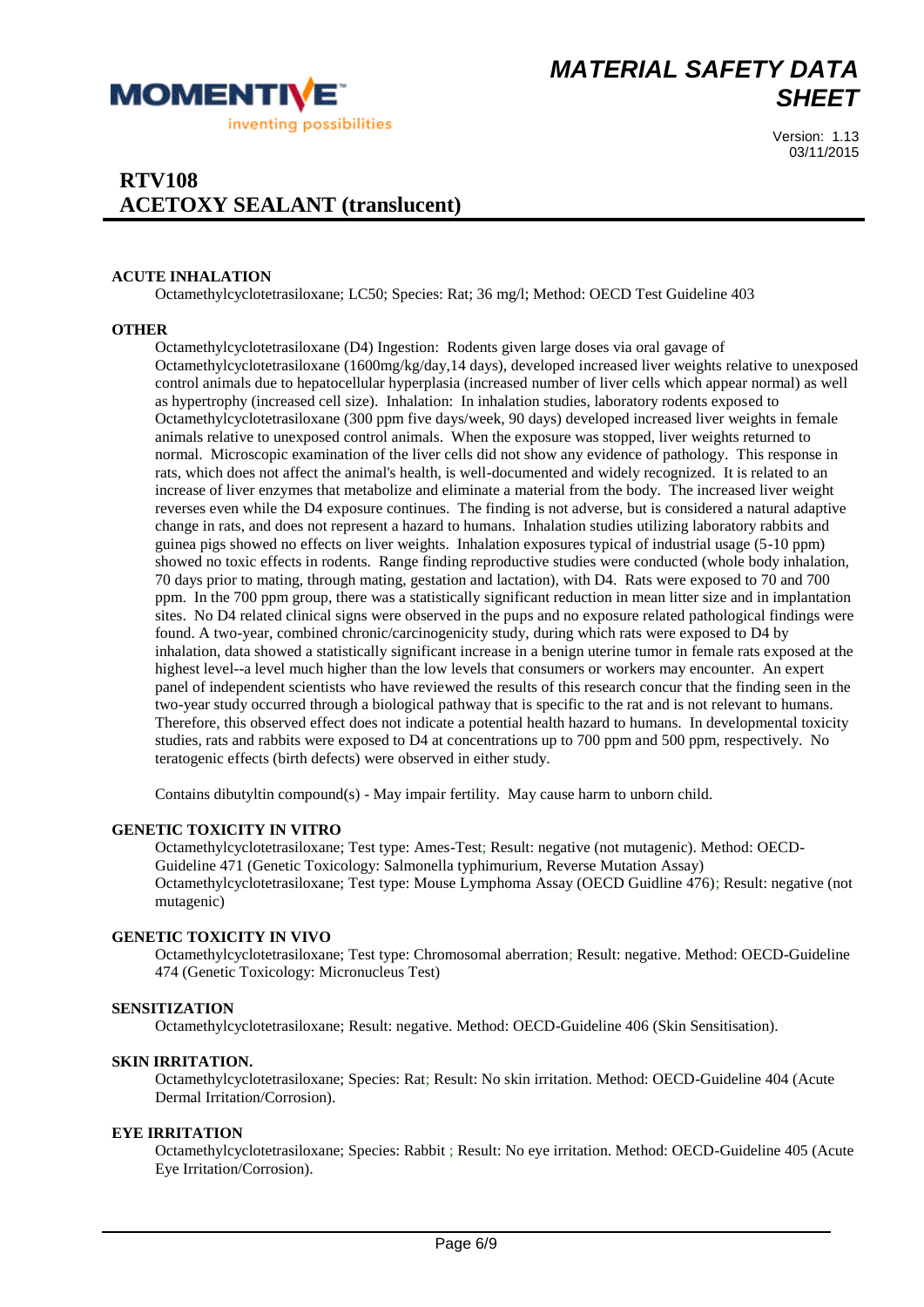## ACUTE INHALATION

Octamethylcyclotetrasiloxane; LC50; Species: Rat; 36 mg/l; Method: OECD Test Guideline 403

## OTHER

Octamethylcyclotetrasiloxane (D4) Ingestion: Rodents given large doses via oral gavage of Octamethylcyclotetrasiloxane (1600mg/kg/day,14 days), developed increased liver weights relative to unexposed control animals due to hepatocellular hyperplasia (increased number of liver cells which appear normal) as well as hypertrophy (increased cell size). Inhalation: In inhalation studies, laboratory rodents exposed to Octamethylcyclotetrasiloxane (300 ppm five days/week, 90 days) developed increased liver weights in female animals relative to unexposed control animals. When the exposure was stopped, liver weights returned to normal. Microscopic examination of the liver cells did not show any evidence of pathology. This response in rats, which does not affect the animal's health, is well-documented and widely recognized. It is related to an increase of liver enzymes that metabolize and eliminate a material from the body. The increased liver weight reverses even while the D4 exposure continues. The finding is not adverse, but is considered a natural adaptive change in rats, and does not represent a hazard to humans. Inhalation studies utilizing laboratory rabbits and guinea pigs showed no effects on liver weights. Inhalation exposures typical of industrial usage (5-10 ppm) showed no toxic effects in rodents. Range finding reproductive studies were conducted (whole body inhalation, 70 days prior to mating, through mating, gestation and lactation), with D4. Rats were exposed to 70 and 700 ppm. In the 700 ppm group, there was a statistically significant reduction in mean litter size and in implantation sites. No D4 related clinical signs were observed in the pups and no exposure related pathological findings were found. A two-year, combined chronic/carcinogenicity study, during which rats were exposed to D4 by inhalation, data showed a statistically significant increase in a benign uterine tumor in female rats exposed at the highest level--a level much higher than the low levels that consumers or workers may encounter. An expert panel of independent scientists who have reviewed the results of this research concur that the finding seen in the two-year study occurred through a biological pathway that is specific to the rat and is not relevant to humans. Therefore, this observed effect does not indicate a potential health hazard to humans. In developmental toxicity studies, rats and rabbits were exposed to D4 at concentrations up to 700 ppm and 500 ppm, respectively. No teratogenic effects (birth defects) were observed in either study.

Contains dibutyltin compound(s) - May impair fertility. May cause harm to unborn child.

## GENETIC TOXICITY IN VITRO

Octamethylcyclotetrasiloxane; Test type: Ames-Test; Result: negative (not mutagenic). Method: OECD-Guideline 471 (Genetic Toxicology: Salmonella typhimurium, Reverse Mutation Assay)
Octamethylcyclotetrasiloxane; Test type: Mouse Lymphoma Assay (OECD Guidline 476); Result: negative (not mutagenic)

## GENETIC TOXICITY IN VIVO

Octamethylcyclotetrasiloxane; Test type: Chromosomal aberration; Result: negative. Method: OECD-Guideline 474 (Genetic Toxicology: Micronucleus Test)

## SENSITIZATION

Octamethylcyclotetrasiloxane; Result: negative. Method: OECD-Guideline 406 (Skin Sensitisation).

## SKIN IRRITATION.

Octamethylcyclotetrasiloxane; Species: Rat; Result: No skin irritation. Method: OECD-Guideline 404 (Acute Dermal Irritation/Corrosion).

## EYE IRRITATION

Octamethylcyclotetrasiloxane; Species: Rabbit ; Result: No eye irritation. Method: OECD-Guideline 405 (Acute Eye Irritation/Corrosion).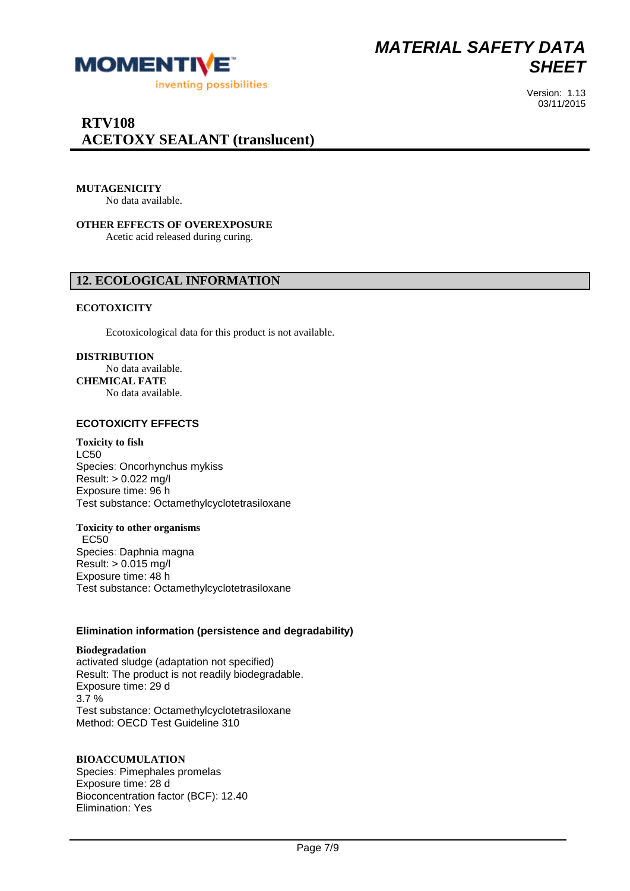**MUTAGENICITY**

No data available.

**OTHER EFFECTS OF OVEREXPOSURE**

Acetic acid released during curing.

## 12. ECOLOGICAL INFORMATION

**ECOTOXICITY**

Ecotoxicological data for this product is not available.

**DISTRIBUTION**

No data available.

**CHEMICAL FATE**

No data available.

### ECOTOXICITY EFFECTS

**Toxicity to fish**

LC50
Species: Oncorhynchus mykiss
Result: > 0.022 mg/l
Exposure time: 96 h
Test substance: Octamethylcyclotetrasiloxane

**Toxicity to other organisms**

EC50
Species: Daphnia magna
Result: > 0.015 mg/l
Exposure time: 48 h
Test substance: Octamethylcyclotetrasiloxane

### Elimination information (persistence and degradability)

**Biodegradation**

activated sludge (adaptation not specified)
Result: The product is not readily biodegradable.
Exposure time: 29 d
3.7 %
Test substance: Octamethylcyclotetrasiloxane
Method: OECD Test Guideline 310

**BIOACCUMULATION**

Species: Pimephales promelas
Exposure time: 28 d
Bioconcentration factor (BCF): 12.40
Elimination: Yes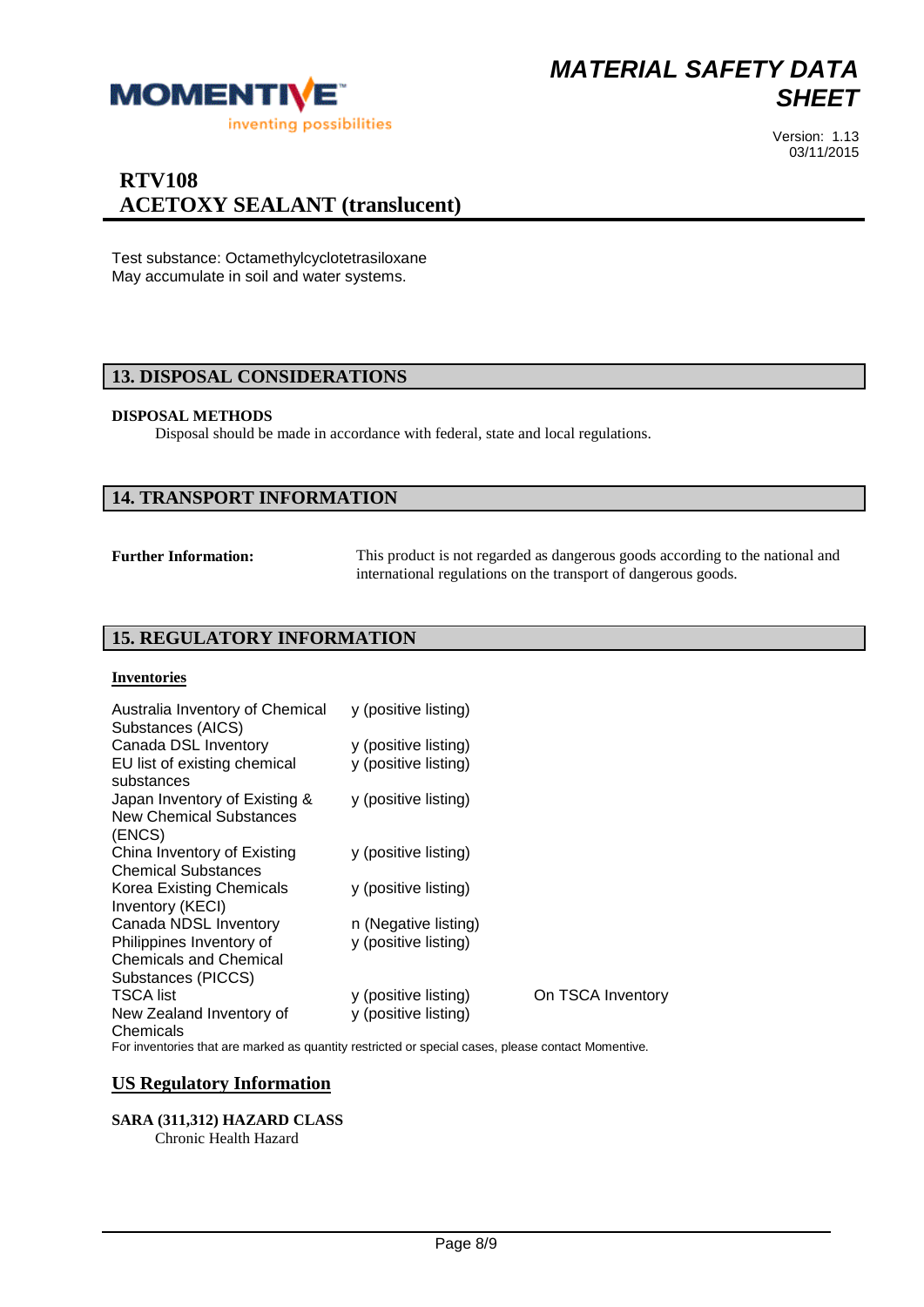Test substance: Octamethylcyclotetrasiloxane
May accumulate in soil and water systems.

## 13. DISPOSAL CONSIDERATIONS

**DISPOSAL METHODS**

Disposal should be made in accordance with federal, state and local regulations.

## 14. TRANSPORT INFORMATION

**Further Information:** This product is not regarded as dangerous goods according to the national and international regulations on the transport of dangerous goods.

## 15. REGULATORY INFORMATION

**Inventories**

| Inventory | Listing | |
|---|---|---|
| Australia Inventory of Chemical Substances (AICS) | y (positive listing) | |
| Canada DSL Inventory | y (positive listing) | |
| EU list of existing chemical substances | y (positive listing) | |
| Japan Inventory of Existing & New Chemical Substances (ENCS) | y (positive listing) | |
| China Inventory of Existing Chemical Substances | y (positive listing) | |
| Korea Existing Chemicals Inventory (KECI) | y (positive listing) | |
| Canada NDSL Inventory | n (Negative listing) | |
| Philippines Inventory of Chemicals and Chemical Substances (PICCS) | y (positive listing) | |
| TSCA list | y (positive listing) | On TSCA Inventory |
| New Zealand Inventory of Chemicals | y (positive listing) | |

For inventories that are marked as quantity restricted or special cases, please contact Momentive.

### US Regulatory Information

**SARA (311,312) HAZARD CLASS**

Chronic Health Hazard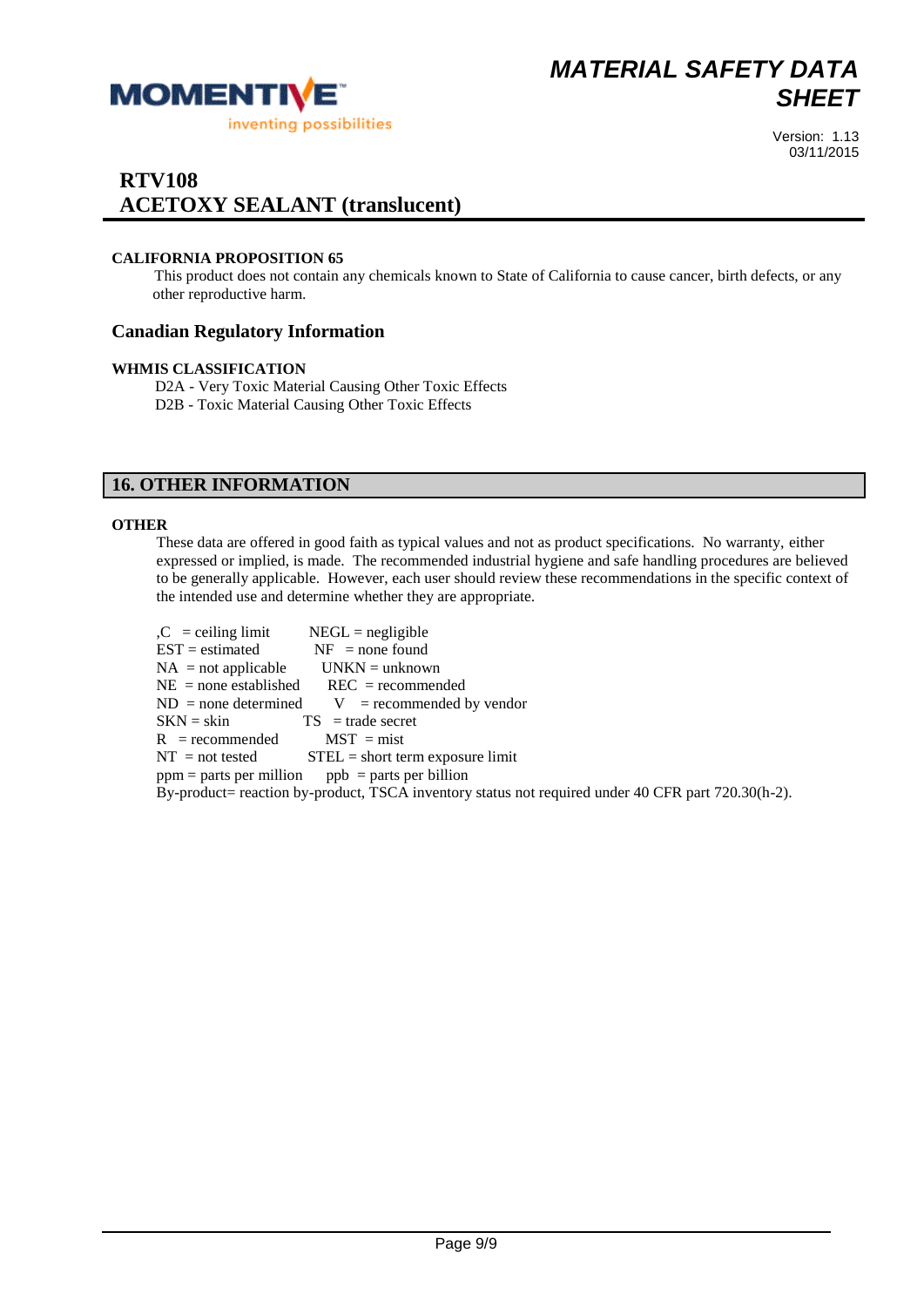# RTV108
# ACETOXY SEALANT (translucent)

### CALIFORNIA PROPOSITION 65

This product does not contain any chemicals known to State of California to cause cancer, birth defects, or any other reproductive harm.

## Canadian Regulatory Information

### WHMIS CLASSIFICATION

D2A - Very Toxic Material Causing Other Toxic Effects
D2B - Toxic Material Causing Other Toxic Effects

## 16. OTHER INFORMATION

### OTHER

These data are offered in good faith as typical values and not as product specifications. No warranty, either expressed or implied, is made. The recommended industrial hygiene and safe handling procedures are believed to be generally applicable. However, each user should review these recommendations in the specific context of the intended use and determine whether they are appropriate.

| | |
|---|---|
| ,C = ceiling limit | NEGL = negligible |
| EST = estimated | NF = none found |
| NA = not applicable | UNKN = unknown |
| NE = none established | REC = recommended |
| ND = none determined | V = recommended by vendor |
| SKN = skin | TS = trade secret |
| R = recommended | MST = mist |
| NT = not tested | STEL = short term exposure limit |
| ppm = parts per million | ppb = parts per billion |

By-product= reaction by-product, TSCA inventory status not required under 40 CFR part 720.30(h-2).